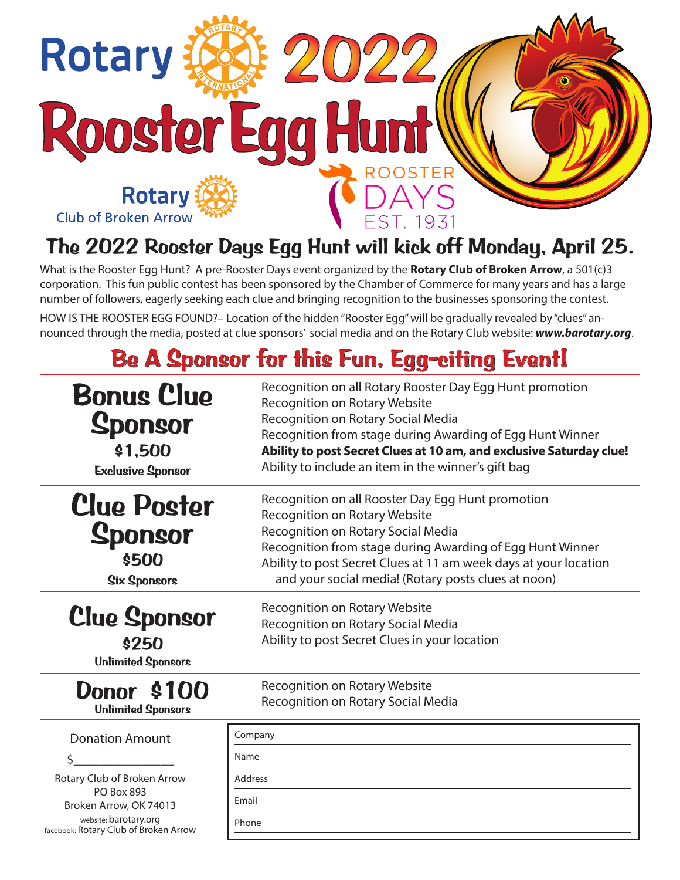# Rotary 2022 Rooster Egg Hunt

Rotary Club of Broken Arrow

ROOSTER DAYS EST. 1931

## The 2022 Rooster Days Egg Hunt will kick off Monday, April 25.

What is the Rooster Egg Hunt? A pre-Rooster Days event organized by the **Rotary Club of Broken Arrow**, a 501(c)3 corporation. This fun public contest has been sponsored by the Chamber of Commerce for many years and has a large number of followers, eagerly seeking each clue and bringing recognition to the businesses sponsoring the contest.

HOW IS THE ROOSTER EGG FOUND?– Location of the hidden "Rooster Egg" will be gradually revealed by "clues" announced through the media, posted at clue sponsors' social media and on the Rotary Club website: ***www.barotary.org***.

## Be A Sponsor for this Fun, Egg-citing Event!

| Sponsorship | Benefits |
|---|---|
| **Bonus Clue Sponsor**<br>**$1,500**<br>**Exclusive Sponsor** | Recognition on all Rotary Rooster Day Egg Hunt promotion<br>Recognition on Rotary Website<br>Recognition on Rotary Social Media<br>Recognition from stage during Awarding of Egg Hunt Winner<br>**Ability to post Secret Clues at 10 am, and exclusive Saturday clue!**<br>Ability to include an item in the winner's gift bag |
| **Clue Poster Sponsor**<br>**$500**<br>**Six Sponsors** | Recognition on all Rooster Day Egg Hunt promotion<br>Recognition on Rotary Website<br>Recognition on Rotary Social Media<br>Recognition from stage during Awarding of Egg Hunt Winner<br>Ability to post Secret Clues at 11 am week days at your location and your social media! (Rotary posts clues at noon) |
| **Clue Sponsor**<br>**$250**<br>**Unlimited Sponsors** | Recognition on Rotary Website<br>Recognition on Rotary Social Media<br>Ability to post Secret Clues in your location |
| **Donor $100**<br>**Unlimited Sponsors** | Recognition on Rotary Website<br>Recognition on Rotary Social Media |

Donation Amount

$_______________

Rotary Club of Broken Arrow
PO Box 893
Broken Arrow, OK 74013
website: barotary.org
facebook: Rotary Club of Broken Arrow

Company ______________________

Name ______________________

Address ______________________

Email ______________________

Phone ______________________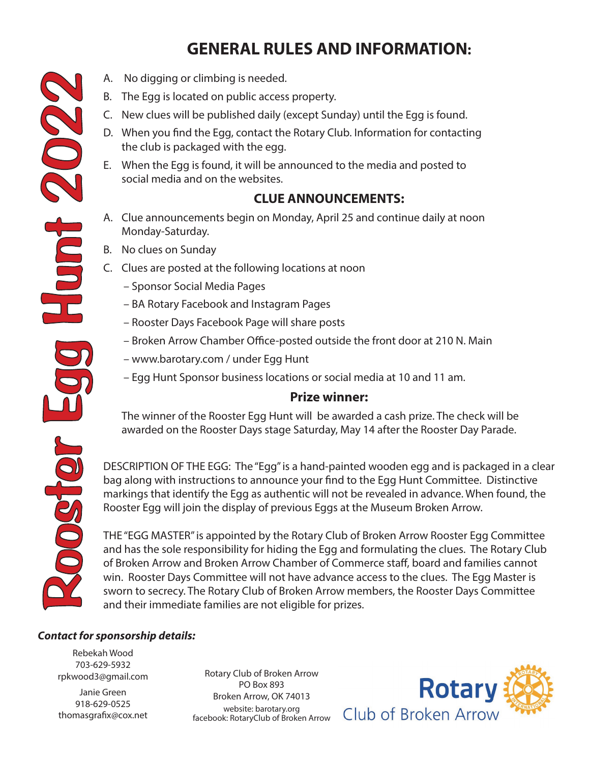Rooster Egg Hunt 2022

# GENERAL RULES AND INFORMATION:

A. No digging or climbing is needed.

B. The Egg is located on public access property.

C. New clues will be published daily (except Sunday) until the Egg is found.

D. When you find the Egg, contact the Rotary Club. Information for contacting the club is packaged with the egg.

E. When the Egg is found, it will be announced to the media and posted to social media and on the websites.

## CLUE ANNOUNCEMENTS:

A. Clue announcements begin on Monday, April 25 and continue daily at noon Monday-Saturday.

B. No clues on Sunday

C. Clues are posted at the following locations at noon

- Sponsor Social Media Pages
- BA Rotary Facebook and Instagram Pages
- Rooster Days Facebook Page will share posts
- Broken Arrow Chamber Office-posted outside the front door at 210 N. Main
- www.barotary.com / under Egg Hunt
- Egg Hunt Sponsor business locations or social media at 10 and 11 am.

## Prize winner:

The winner of the Rooster Egg Hunt will be awarded a cash prize. The check will be awarded on the Rooster Days stage Saturday, May 14 after the Rooster Day Parade.

DESCRIPTION OF THE EGG: The "Egg" is a hand-painted wooden egg and is packaged in a clear bag along with instructions to announce your find to the Egg Hunt Committee. Distinctive markings that identify the Egg as authentic will not be revealed in advance. When found, the Rooster Egg will join the display of previous Eggs at the Museum Broken Arrow.

THE "EGG MASTER" is appointed by the Rotary Club of Broken Arrow Rooster Egg Committee and has the sole responsibility for hiding the Egg and formulating the clues. The Rotary Club of Broken Arrow and Broken Arrow Chamber of Commerce staff, board and families cannot win. Rooster Days Committee will not have advance access to the clues. The Egg Master is sworn to secrecy. The Rotary Club of Broken Arrow members, the Rooster Days Committee and their immediate families are not eligible for prizes.

***Contact for sponsorship details:***

Rebekah Wood
703-629-5932
rpkwood3@gmail.com

Janie Green
918-629-0525
thomasgrafix@cox.net

Rotary Club of Broken Arrow
PO Box 893
Broken Arrow, OK 74013
website: barotary.org
facebook: RotaryClub of Broken Arrow

Rotary Club of Broken Arrow